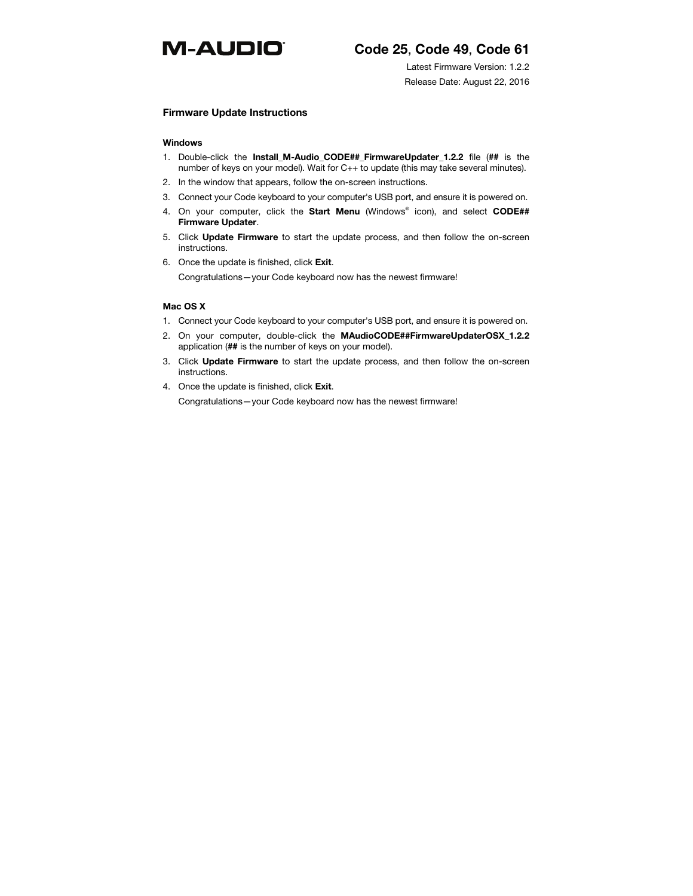# M-AUDIO

## Code 25, Code 49, Code 61

Latest Firmware Version: 1.2.2

Release Date: August 22, 2016

### Firmware Update Instructions

#### Windows

1. Double-click the **Install_M-Audio_CODE##_FirmwareUpdater_1.2.2** file (**##** is the number of keys on your model). Wait for C++ to update (this may take several minutes).
2. In the window that appears, follow the on-screen instructions.
3. Connect your Code keyboard to your computer's USB port, and ensure it is powered on.
4. On your computer, click the **Start Menu** (Windows® icon), and select **CODE## Firmware Updater**.
5. Click **Update Firmware** to start the update process, and then follow the on-screen instructions.
6. Once the update is finished, click **Exit**.

   Congratulations—your Code keyboard now has the newest firmware!

#### Mac OS X

1. Connect your Code keyboard to your computer's USB port, and ensure it is powered on.
2. On your computer, double-click the **MAudioCODE##FirmwareUpdaterOSX_1.2.2** application (**##** is the number of keys on your model).
3. Click **Update Firmware** to start the update process, and then follow the on-screen instructions.
4. Once the update is finished, click **Exit**.

   Congratulations—your Code keyboard now has the newest firmware!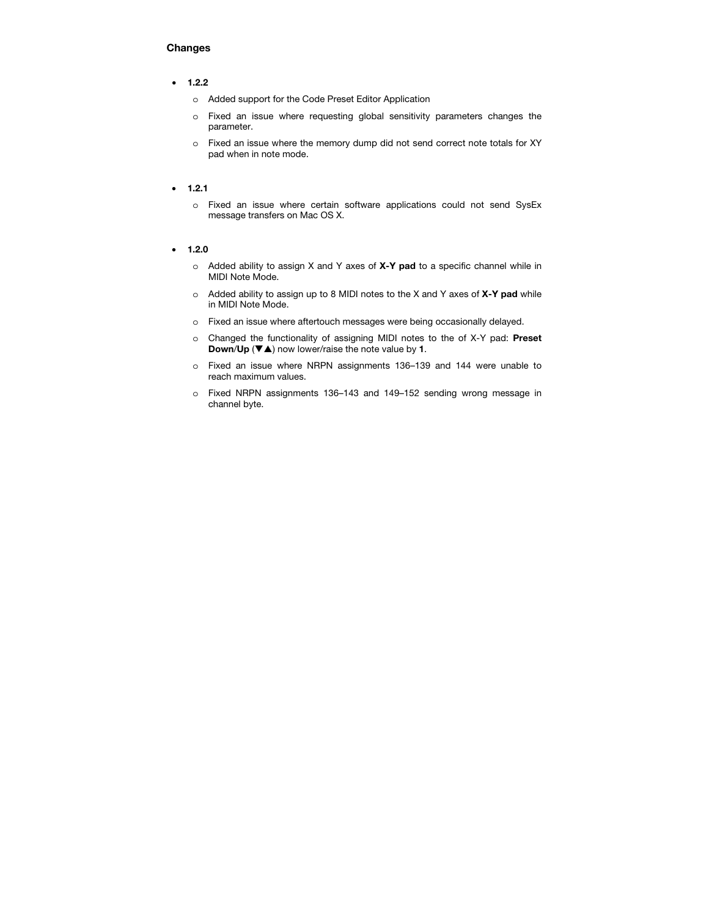## Changes

- **1.2.2**
  - Added support for the Code Preset Editor Application
  - Fixed an issue where requesting global sensitivity parameters changes the parameter.
  - Fixed an issue where the memory dump did not send correct note totals for XY pad when in note mode.

- **1.2.1**
  - Fixed an issue where certain software applications could not send SysEx message transfers on Mac OS X.

- **1.2.0**
  - Added ability to assign X and Y axes of **X-Y pad** to a specific channel while in MIDI Note Mode.
  - Added ability to assign up to 8 MIDI notes to the X and Y axes of **X-Y pad** while in MIDI Note Mode.
  - Fixed an issue where aftertouch messages were being occasionally delayed.
  - Changed the functionality of assigning MIDI notes to the of X-Y pad: **Preset Down**/**Up** (▼▲) now lower/raise the note value by **1**.
  - Fixed an issue where NRPN assignments 136–139 and 144 were unable to reach maximum values.
  - Fixed NRPN assignments 136–143 and 149–152 sending wrong message in channel byte.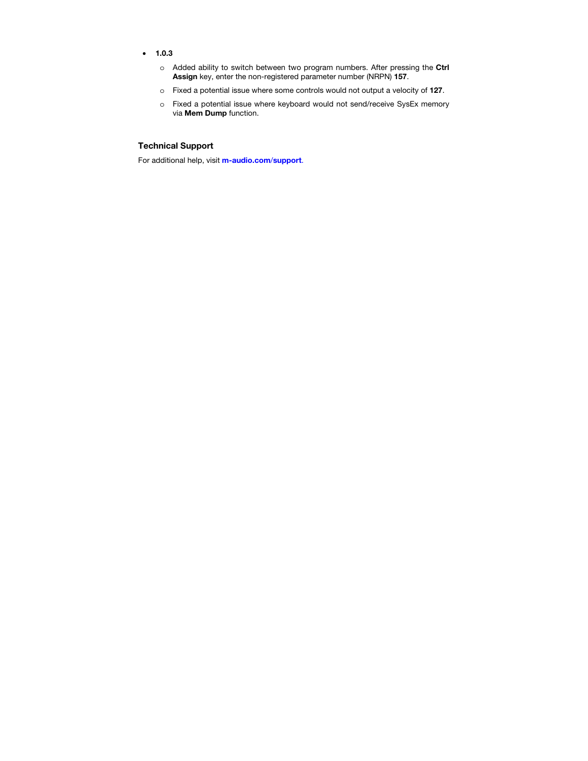- **1.0.3**
  - Added ability to switch between two program numbers. After pressing the **Ctrl Assign** key, enter the non-registered parameter number (NRPN) **157**.
  - Fixed a potential issue where some controls would not output a velocity of **127**.
  - Fixed a potential issue where keyboard would not send/receive SysEx memory via **Mem Dump** function.

### Technical Support

For additional help, visit **m-audio.com/support**.